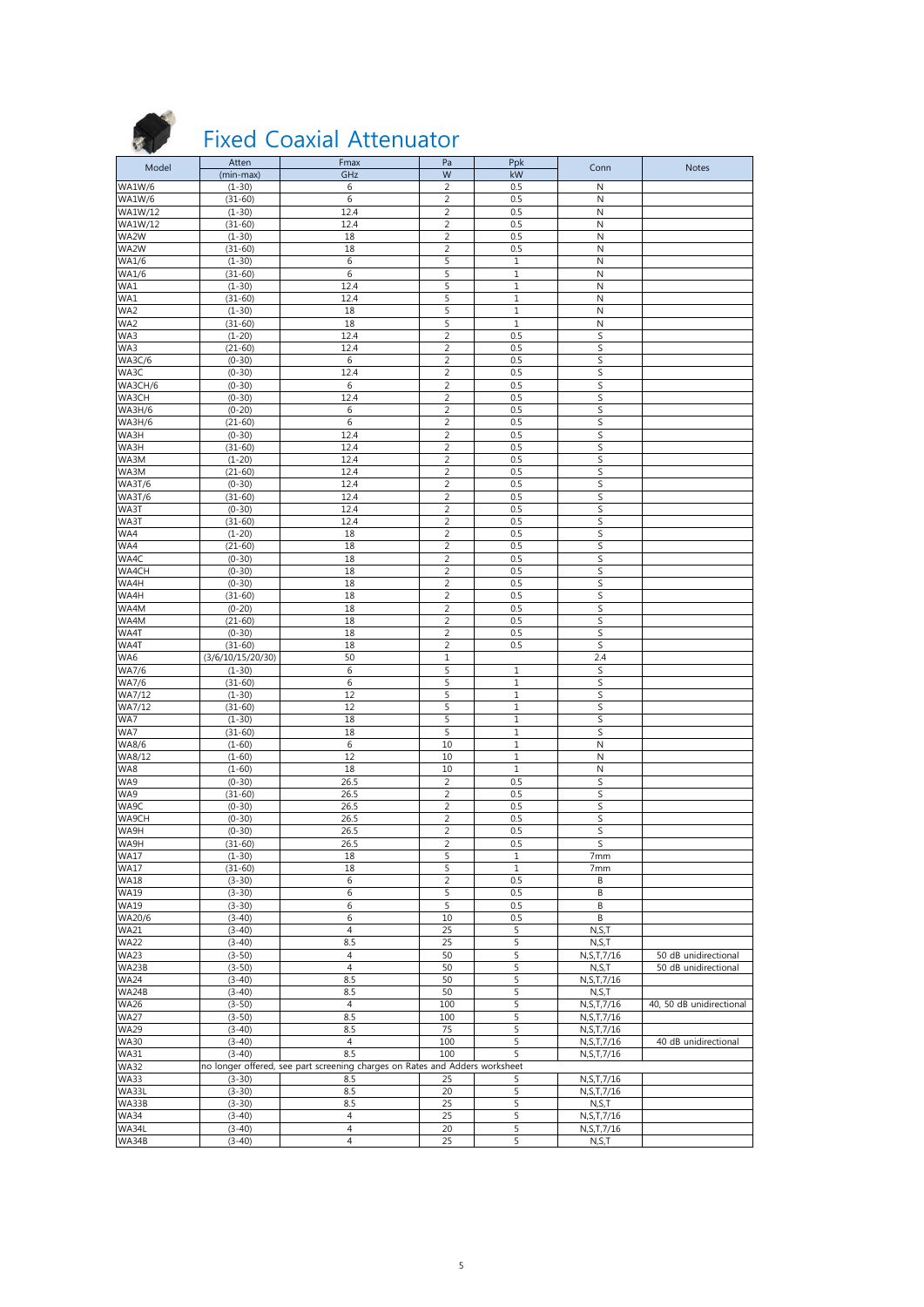# Fixed Coaxial Attenuator

| Model | Atten (min-max) | Fmax GHz | Pa W | Ppk kW | Conn | Notes |
|---|---|---|---|---|---|---|
| WA1W/6 | (1-30) | 6 | 2 | 0.5 | N | |
| WA1W/6 | (31-60) | 6 | 2 | 0.5 | N | |
| WA1W/12 | (1-30) | 12.4 | 2 | 0.5 | N | |
| WA1W/12 | (31-60) | 12.4 | 2 | 0.5 | N | |
| WA2W | (1-30) | 18 | 2 | 0.5 | N | |
| WA2W | (31-60) | 18 | 2 | 0.5 | N | |
| WA1/6 | (1-30) | 6 | 5 | 1 | N | |
| WA1/6 | (31-60) | 6 | 5 | 1 | N | |
| WA1 | (1-30) | 12.4 | 5 | 1 | N | |
| WA1 | (31-60) | 12.4 | 5 | 1 | N | |
| WA2 | (1-30) | 18 | 5 | 1 | N | |
| WA2 | (31-60) | 18 | 5 | 1 | N | |
| WA3 | (1-20) | 12.4 | 2 | 0.5 | S | |
| WA3 | (21-60) | 12.4 | 2 | 0.5 | S | |
| WA3C/6 | (0-30) | 6 | 2 | 0.5 | S | |
| WA3C | (0-30) | 12.4 | 2 | 0.5 | S | |
| WA3CH/6 | (0-30) | 6 | 2 | 0.5 | S | |
| WA3CH | (0-30) | 12.4 | 2 | 0.5 | S | |
| WA3H/6 | (0-20) | 6 | 2 | 0.5 | S | |
| WA3H/6 | (21-60) | 6 | 2 | 0.5 | S | |
| WA3H | (0-30) | 12.4 | 2 | 0.5 | S | |
| WA3H | (31-60) | 12.4 | 2 | 0.5 | S | |
| WA3M | (1-20) | 12.4 | 2 | 0.5 | S | |
| WA3M | (21-60) | 12.4 | 2 | 0.5 | S | |
| WA3T/6 | (0-30) | 12.4 | 2 | 0.5 | S | |
| WA3T/6 | (31-60) | 12.4 | 2 | 0.5 | S | |
| WA3T | (0-30) | 12.4 | 2 | 0.5 | S | |
| WA3T | (31-60) | 12.4 | 2 | 0.5 | S | |
| WA4 | (1-20) | 18 | 2 | 0.5 | S | |
| WA4 | (21-60) | 18 | 2 | 0.5 | S | |
| WA4C | (0-30) | 18 | 2 | 0.5 | S | |
| WA4CH | (0-30) | 18 | 2 | 0.5 | S | |
| WA4H | (0-30) | 18 | 2 | 0.5 | S | |
| WA4H | (31-60) | 18 | 2 | 0.5 | S | |
| WA4M | (0-20) | 18 | 2 | 0.5 | S | |
| WA4M | (21-60) | 18 | 2 | 0.5 | S | |
| WA4T | (0-30) | 18 | 2 | 0.5 | S | |
| WA4T | (31-60) | 18 | 2 | 0.5 | S | |
| WA6 | (3/6/10/15/20/30) | 50 | 1 | | 2.4 | |
| WA7/6 | (1-30) | 6 | 5 | 1 | S | |
| WA7/6 | (31-60) | 6 | 5 | 1 | S | |
| WA7/12 | (1-30) | 12 | 5 | 1 | S | |
| WA7/12 | (31-60) | 12 | 5 | 1 | S | |
| WA7 | (1-30) | 18 | 5 | 1 | S | |
| WA7 | (31-60) | 18 | 5 | 1 | S | |
| WA8/6 | (1-60) | 6 | 10 | 1 | N | |
| WA8/12 | (1-60) | 12 | 10 | 1 | N | |
| WA8 | (1-60) | 18 | 10 | 1 | N | |
| WA9 | (0-30) | 26.5 | 2 | 0.5 | S | |
| WA9 | (31-60) | 26.5 | 2 | 0.5 | S | |
| WA9C | (0-30) | 26.5 | 2 | 0.5 | S | |
| WA9CH | (0-30) | 26.5 | 2 | 0.5 | S | |
| WA9H | (0-30) | 26.5 | 2 | 0.5 | S | |
| WA9H | (31-60) | 26.5 | 2 | 0.5 | S | |
| WA17 | (1-30) | 18 | 5 | 1 | 7mm | |
| WA17 | (31-60) | 18 | 5 | 1 | 7mm | |
| WA18 | (3-30) | 6 | 2 | 0.5 | B | |
| WA19 | (3-30) | 6 | 5 | 0.5 | B | |
| WA19 | (3-30) | 6 | 5 | 0.5 | B | |
| WA20/6 | (3-40) | 6 | 10 | 0.5 | B | |
| WA21 | (3-40) | 4 | 25 | 5 | N,S,T | |
| WA22 | (3-40) | 8.5 | 25 | 5 | N,S,T | |
| WA23 | (3-50) | 4 | 50 | 5 | N,S,T,7/16 | 50 dB unidirectional |
| WA23B | (3-50) | 4 | 50 | 5 | N,S,T | 50 dB unidirectional |
| WA24 | (3-40) | 8.5 | 50 | 5 | N,S,T,7/16 | |
| WA24B | (3-40) | 8.5 | 50 | 5 | N,S,T | |
| WA26 | (3-50) | 4 | 100 | 5 | N,S,T,7/16 | 40, 50 dB unidirectional |
| WA27 | (3-50) | 8.5 | 100 | 5 | N,S,T,7/16 | |
| WA29 | (3-40) | 8.5 | 75 | 5 | N,S,T,7/16 | |
| WA30 | (3-40) | 4 | 100 | 5 | N,S,T,7/16 | 40 dB unidirectional |
| WA31 | (3-40) | 8.5 | 100 | 5 | N,S,T,7/16 | |
| WA32 | no longer offered, see part screening charges on Rates and Adders worksheet | | | | | |
| WA33 | (3-30) | 8.5 | 25 | 5 | N,S,T,7/16 | |
| WA33L | (3-30) | 8.5 | 20 | 5 | N,S,T,7/16 | |
| WA33B | (3-30) | 8.5 | 25 | 5 | N,S,T | |
| WA34 | (3-40) | 4 | 25 | 5 | N,S,T,7/16 | |
| WA34L | (3-40) | 4 | 20 | 5 | N,S,T,7/16 | |
| WA34B | (3-40) | 4 | 25 | 5 | N,S,T | |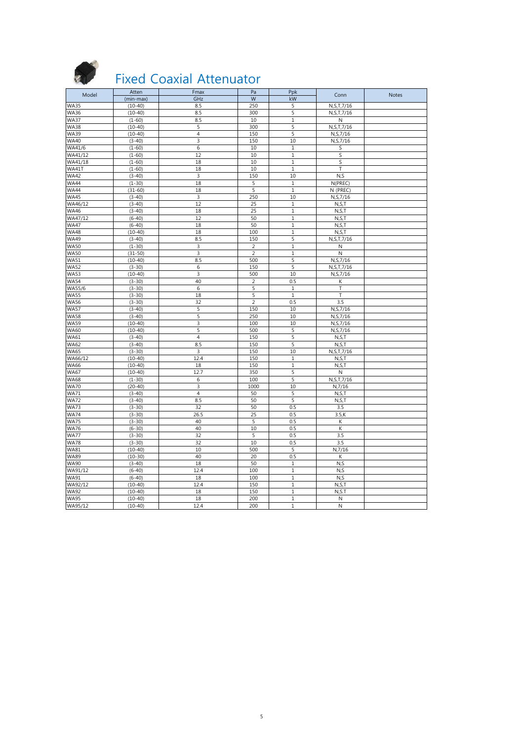# Fixed Coaxial Attenuator

| Model | Atten | Fmax | Pa | Ppk | Conn | Notes |
|---|---|---|---|---|---|---|
| | (min-max) | GHz | W | kW | | |
| WA35 | (10-40) | 8.5 | 250 | 5 | N,S,T,7/16 | |
| WA36 | (10-40) | 8.5 | 300 | 5 | N,S,T,7/16 | |
| WA37 | (1-60) | 8.5 | 10 | 1 | N | |
| WA38 | (10-40) | 5 | 300 | 5 | N,S,T,7/16 | |
| WA39 | (10-40) | 4 | 150 | 5 | N,S,7/16 | |
| WA40 | (3-40) | 3 | 150 | 10 | N,S,7/16 | |
| WA41/6 | (1-60) | 6 | 10 | 1 | S | |
| WA41/12 | (1-60) | 12 | 10 | 1 | S | |
| WA41/18 | (1-60) | 18 | 10 | 1 | S | |
| WA41T | (1-60) | 18 | 10 | 1 | T | |
| WA42 | (3-40) | 3 | 150 | 10 | N,S | |
| WA44 | (1-30) | 18 | 5 | 1 | N(PREC) | |
| WA44 | (31-60) | 18 | 5 | 1 | N (PREC) | |
| WA45 | (3-40) | 3 | 250 | 10 | N,S,7/16 | |
| WA46/12 | (3-40) | 12 | 25 | 1 | N,S,T | |
| WA46 | (3-40) | 18 | 25 | 1 | N,S,T | |
| WA47/12 | (6-40) | 12 | 50 | 1 | N,S,T | |
| WA47 | (6-40) | 18 | 50 | 1 | N,S,T | |
| WA48 | (10-40) | 18 | 100 | 1 | N,S,T | |
| WA49 | (3-40) | 8.5 | 150 | 5 | N,S,T,7/16 | |
| WA50 | (1-30) | 3 | 2 | 1 | N | |
| WA50 | (31-50) | 3 | 2 | 1 | N | |
| WA51 | (10-40) | 8.5 | 500 | 5 | N,S,7/16 | |
| WA52 | (3-30) | 6 | 150 | 5 | N,S,T,7/16 | |
| WA53 | (10-40) | 3 | 500 | 10 | N,S,7/16 | |
| WA54 | (3-30) | 40 | 2 | 0.5 | K | |
| WA55/6 | (3-30) | 6 | 5 | 1 | T | |
| WA55 | (3-30) | 18 | 5 | 1 | T | |
| WA56 | (3-30) | 32 | 2 | 0.5 | 3.5 | |
| WA57 | (3-40) | 5 | 150 | 10 | N,S,7/16 | |
| WA58 | (3-40) | 5 | 250 | 10 | N,S,7/16 | |
| WA59 | (10-40) | 3 | 100 | 10 | N,S,7/16 | |
| WA60 | (10-40) | 5 | 500 | 5 | N,S,7/16 | |
| WA61 | (3-40) | 4 | 150 | 5 | N,S,T | |
| WA62 | (3-40) | 8.5 | 150 | 5 | N,S,T | |
| WA65 | (3-30) | 3 | 150 | 10 | N,S,T,7/16 | |
| WA66/12 | (10-40) | 12.4 | 150 | 1 | N,S,T | |
| WA66 | (10-40) | 18 | 150 | 1 | N,S,T | |
| WA67 | (10-40) | 12.7 | 350 | 5 | N | |
| WA68 | (1-30) | 6 | 100 | 5 | N,S,T,7/16 | |
| WA70 | (20-40) | 3 | 1000 | 10 | N,7/16 | |
| WA71 | (3-40) | 4 | 50 | 5 | N,S,T | |
| WA72 | (3-40) | 8.5 | 50 | 5 | N,S,T | |
| WA73 | (3-30) | 32 | 50 | 0.5 | 3.5 | |
| WA74 | (3-30) | 26.5 | 25 | 0.5 | 3.5,K | |
| WA75 | (3-30) | 40 | 5 | 0.5 | K | |
| WA76 | (6-30) | 40 | 10 | 0.5 | K | |
| WA77 | (3-30) | 32 | 5 | 0.5 | 3.5 | |
| WA78 | (3-30) | 32 | 10 | 0.5 | 3.5 | |
| WA81 | (10-40) | 10 | 500 | 5 | N,7/16 | |
| WA89 | (10-30) | 40 | 20 | 0.5 | K | |
| WA90 | (3-40) | 18 | 50 | 1 | N,S | |
| WA91/12 | (6-40) | 12.4 | 100 | 1 | N,S | |
| WA91 | (6-40) | 18 | 100 | 1 | N,S | |
| WA92/12 | (10-40) | 12.4 | 150 | 1 | N,S,T | |
| WA92 | (10-40) | 18 | 150 | 1 | N,S,T | |
| WA95 | (10-40) | 18 | 200 | 1 | N | |
| WA95/12 | (10-40) | 12.4 | 200 | 1 | N | |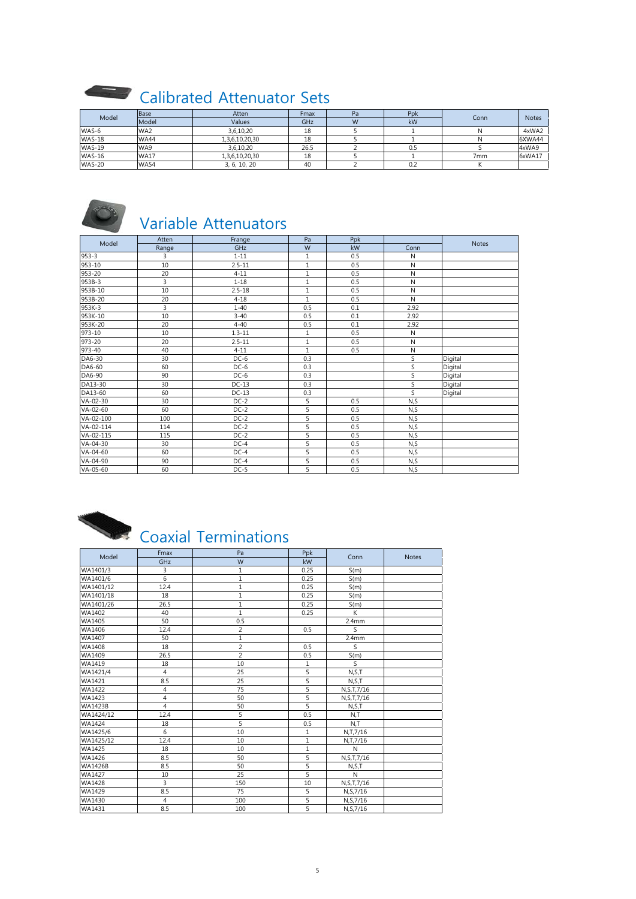# Calibrated Attenuator Sets

| Model | Base | Atten | Fmax | Pa | Ppk | Conn | Notes |
|---|---|---|---|---|---|---|---|
| | Model | Values | GHz | W | kW | | |
| WAS-6 | WA2 | 3,6,10,20 | 18 | 5 | 1 | N | 4xWA2 |
| WAS-18 | WA44 | 1,3,6,10,20,30 | 18 | 5 | 1 | N | 6XWA44 |
| WAS-19 | WA9 | 3,6,10,20 | 26.5 | 2 | 0.5 | S | 4xWA9 |
| WAS-16 | WA17 | 1,3,6,10,20,30 | 18 | 5 | 1 | 7mm | 6xWA17 |
| WAS-20 | WA54 | 3, 6, 10, 20 | 40 | 2 | 0.2 | K | |

# Variable Attenuators

| Model | Atten | Frange | Pa | Ppk | | Notes |
|---|---|---|---|---|---|---|
| | Range | GHz | W | kW | Conn | |
| 953-3 | 3 | 1-11 | 1 | 0.5 | N | |
| 953-10 | 10 | 2.5-11 | 1 | 0.5 | N | |
| 953-20 | 20 | 4-11 | 1 | 0.5 | N | |
| 953B-3 | 3 | 1-18 | 1 | 0.5 | N | |
| 953B-10 | 10 | 2.5-18 | 1 | 0.5 | N | |
| 953B-20 | 20 | 4-18 | 1 | 0.5 | N | |
| 953K-3 | 3 | 1-40 | 0.5 | 0.1 | 2.92 | |
| 953K-10 | 10 | 3-40 | 0.5 | 0.1 | 2.92 | |
| 953K-20 | 20 | 4-40 | 0.5 | 0.1 | 2.92 | |
| 973-10 | 10 | 1.3-11 | 1 | 0.5 | N | |
| 973-20 | 20 | 2.5-11 | 1 | 0.5 | N | |
| 973-40 | 40 | 4-11 | 1 | 0.5 | N | |
| DA6-30 | 30 | DC-6 | 0.3 | | S | Digital |
| DA6-60 | 60 | DC-6 | 0.3 | | S | Digital |
| DA6-90 | 90 | DC-6 | 0.3 | | S | Digital |
| DA13-30 | 30 | DC-13 | 0.3 | | S | Digital |
| DA13-60 | 60 | DC-13 | 0.3 | | S | Digital |
| VA-02-30 | 30 | DC-2 | 5 | 0.5 | N,S | |
| VA-02-60 | 60 | DC-2 | 5 | 0.5 | N,S | |
| VA-02-100 | 100 | DC-2 | 5 | 0.5 | N,S | |
| VA-02-114 | 114 | DC-2 | 5 | 0.5 | N,S | |
| VA-02-115 | 115 | DC-2 | 5 | 0.5 | N,S | |
| VA-04-30 | 30 | DC-4 | 5 | 0.5 | N,S | |
| VA-04-60 | 60 | DC-4 | 5 | 0.5 | N,S | |
| VA-04-90 | 90 | DC-4 | 5 | 0.5 | N,S | |
| VA-05-60 | 60 | DC-5 | 5 | 0.5 | N,S | |

# Coaxial Terminations

| Model | Fmax | Pa | Ppk | Conn | Notes |
|---|---|---|---|---|---|
| | GHz | W | kW | | |
| WA1401/3 | 3 | 1 | 0.25 | S(m) | |
| WA1401/6 | 6 | 1 | 0.25 | S(m) | |
| WA1401/12 | 12.4 | 1 | 0.25 | S(m) | |
| WA1401/18 | 18 | 1 | 0.25 | S(m) | |
| WA1401/26 | 26.5 | 1 | 0.25 | S(m) | |
| WA1402 | 40 | 1 | 0.25 | K | |
| WA1405 | 50 | 0.5 | | 2.4mm | |
| WA1406 | 12.4 | 2 | 0.5 | S | |
| WA1407 | 50 | 1 | | 2.4mm | |
| WA1408 | 18 | 2 | 0.5 | S | |
| WA1409 | 26.5 | 2 | 0.5 | S(m) | |
| WA1419 | 18 | 10 | 1 | S | |
| WA1421/4 | 4 | 25 | 5 | N,S,T | |
| WA1421 | 8.5 | 25 | 5 | N,S,T | |
| WA1422 | 4 | 75 | 5 | N,S,T,7/16 | |
| WA1423 | 4 | 50 | 5 | N,S,T,7/16 | |
| WA1423B | 4 | 50 | 5 | N,S,T | |
| WA1424/12 | 12.4 | 5 | 0.5 | N,T | |
| WA1424 | 18 | 5 | 0.5 | N,T | |
| WA1425/6 | 6 | 10 | 1 | N,T,7/16 | |
| WA1425/12 | 12.4 | 10 | 1 | N,T,7/16 | |
| WA1425 | 18 | 10 | 1 | N | |
| WA1426 | 8.5 | 50 | 5 | N,S,T,7/16 | |
| WA1426B | 8.5 | 50 | 5 | N,S,T | |
| WA1427 | 10 | 25 | 5 | N | |
| WA1428 | 3 | 150 | 10 | N,S,T,7/16 | |
| WA1429 | 8.5 | 75 | 5 | N,S,7/16 | |
| WA1430 | 4 | 100 | 5 | N,S,7/16 | |
| WA1431 | 8.5 | 100 | 5 | N,S,7/16 | |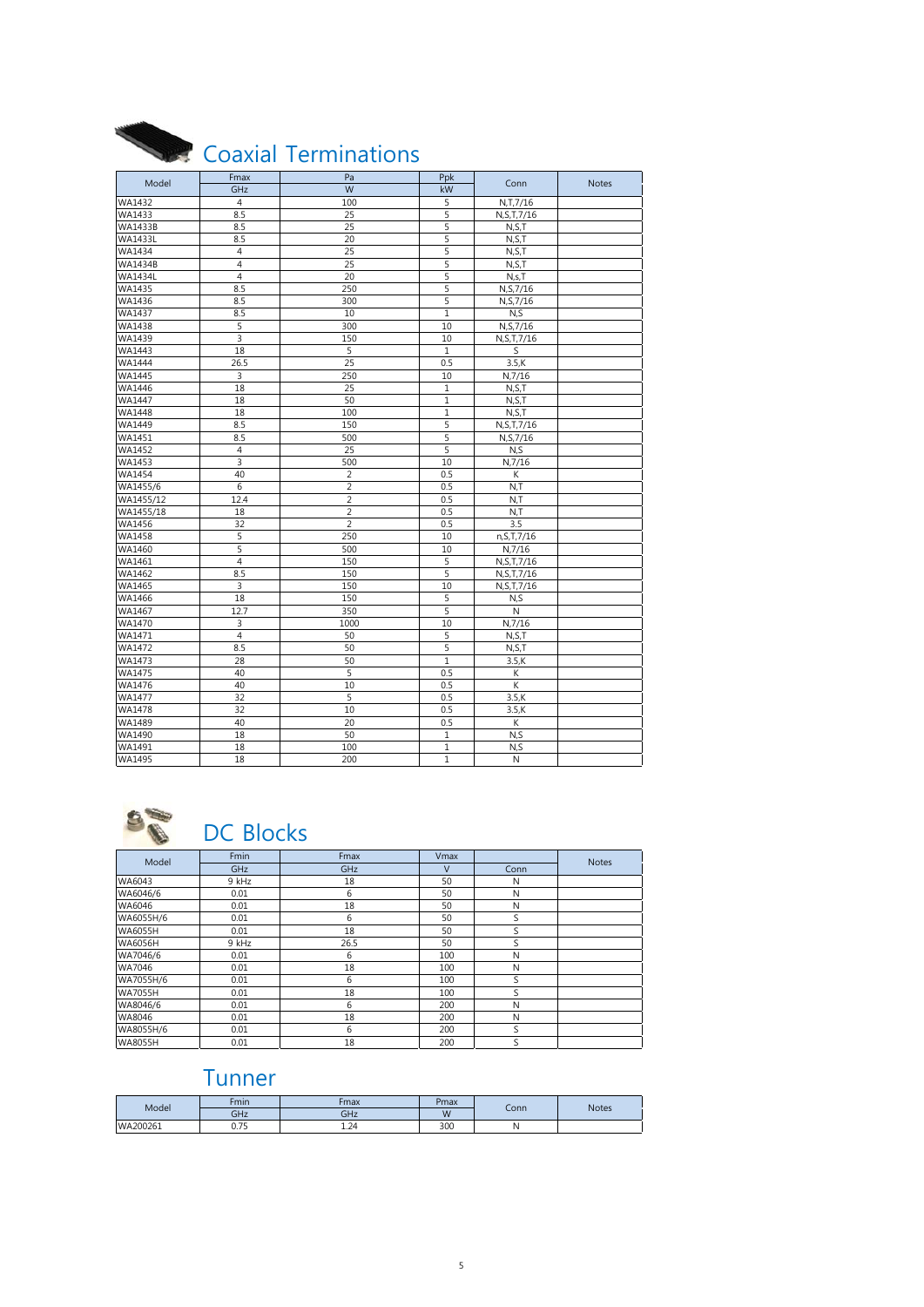## Coaxial Terminations

| Model | Fmax | Pa | Ppk | Conn | Notes |
|---|---|---|---|---|---|
| | GHz | W | kW | | |
| WA1432 | 4 | 100 | 5 | N,T,7/16 | |
| WA1433 | 8.5 | 25 | 5 | N,S,T,7/16 | |
| WA1433B | 8.5 | 25 | 5 | N,S,T | |
| WA1433L | 8.5 | 20 | 5 | N,S,T | |
| WA1434 | 4 | 25 | 5 | N,S,T | |
| WA1434B | 4 | 25 | 5 | N,S,T | |
| WA1434L | 4 | 20 | 5 | N,s,T | |
| WA1435 | 8.5 | 250 | 5 | N,S,7/16 | |
| WA1436 | 8.5 | 300 | 5 | N,S,7/16 | |
| WA1437 | 8.5 | 10 | 1 | N,S | |
| WA1438 | 5 | 300 | 10 | N,S,7/16 | |
| WA1439 | 3 | 150 | 10 | N,S,T,7/16 | |
| WA1443 | 18 | 5 | 1 | S | |
| WA1444 | 26.5 | 25 | 0.5 | 3.5,K | |
| WA1445 | 3 | 250 | 10 | N,7/16 | |
| WA1446 | 18 | 25 | 1 | N,S,T | |
| WA1447 | 18 | 50 | 1 | N,S,T | |
| WA1448 | 18 | 100 | 1 | N,S,T | |
| WA1449 | 8.5 | 150 | 5 | N,S,T,7/16 | |
| WA1451 | 8.5 | 500 | 5 | N,S,7/16 | |
| WA1452 | 4 | 25 | 5 | N,S | |
| WA1453 | 3 | 500 | 10 | N,7/16 | |
| WA1454 | 40 | 2 | 0.5 | K | |
| WA1455/6 | 6 | 2 | 0.5 | N,T | |
| WA1455/12 | 12.4 | 2 | 0.5 | N,T | |
| WA1455/18 | 18 | 2 | 0.5 | N,T | |
| WA1456 | 32 | 2 | 0.5 | 3.5 | |
| WA1458 | 5 | 250 | 10 | n,S,T,7/16 | |
| WA1460 | 5 | 500 | 10 | N,7/16 | |
| WA1461 | 4 | 150 | 5 | N,S,T,7/16 | |
| WA1462 | 8.5 | 150 | 5 | N,S,T,7/16 | |
| WA1465 | 3 | 150 | 10 | N,S,T,7/16 | |
| WA1466 | 18 | 150 | 5 | N,S | |
| WA1467 | 12.7 | 350 | 5 | N | |
| WA1470 | 3 | 1000 | 10 | N,7/16 | |
| WA1471 | 4 | 50 | 5 | N,S,T | |
| WA1472 | 8.5 | 50 | 5 | N,S,T | |
| WA1473 | 28 | 50 | 1 | 3.5,K | |
| WA1475 | 40 | 5 | 0.5 | K | |
| WA1476 | 40 | 10 | 0.5 | K | |
| WA1477 | 32 | 5 | 0.5 | 3.5,K | |
| WA1478 | 32 | 10 | 0.5 | 3.5,K | |
| WA1489 | 40 | 20 | 0.5 | K | |
| WA1490 | 18 | 50 | 1 | N,S | |
| WA1491 | 18 | 100 | 1 | N,S | |
| WA1495 | 18 | 200 | 1 | N | |

## DC Blocks

| Model | Fmin | Fmax | Vmax | | Notes |
|---|---|---|---|---|---|
| | GHz | GHz | V | Conn | |
| WA6043 | 9 kHz | 18 | 50 | N | |
| WA6046/6 | 0.01 | 6 | 50 | N | |
| WA6046 | 0.01 | 18 | 50 | N | |
| WA6055H/6 | 0.01 | 6 | 50 | S | |
| WA6055H | 0.01 | 18 | 50 | S | |
| WA6056H | 9 kHz | 26.5 | 50 | S | |
| WA7046/6 | 0.01 | 6 | 100 | N | |
| WA7046 | 0.01 | 18 | 100 | N | |
| WA7055H/6 | 0.01 | 6 | 100 | S | |
| WA7055H | 0.01 | 18 | 100 | S | |
| WA8046/6 | 0.01 | 6 | 200 | N | |
| WA8046 | 0.01 | 18 | 200 | N | |
| WA8055H/6 | 0.01 | 6 | 200 | S | |
| WA8055H | 0.01 | 18 | 200 | S | |

## Tunner

| Model | Fmin | Fmax | Pmax | Conn | Notes |
|---|---|---|---|---|---|
| | GHz | GHz | W | | |
| WA200261 | 0.75 | 1.24 | 300 | N | |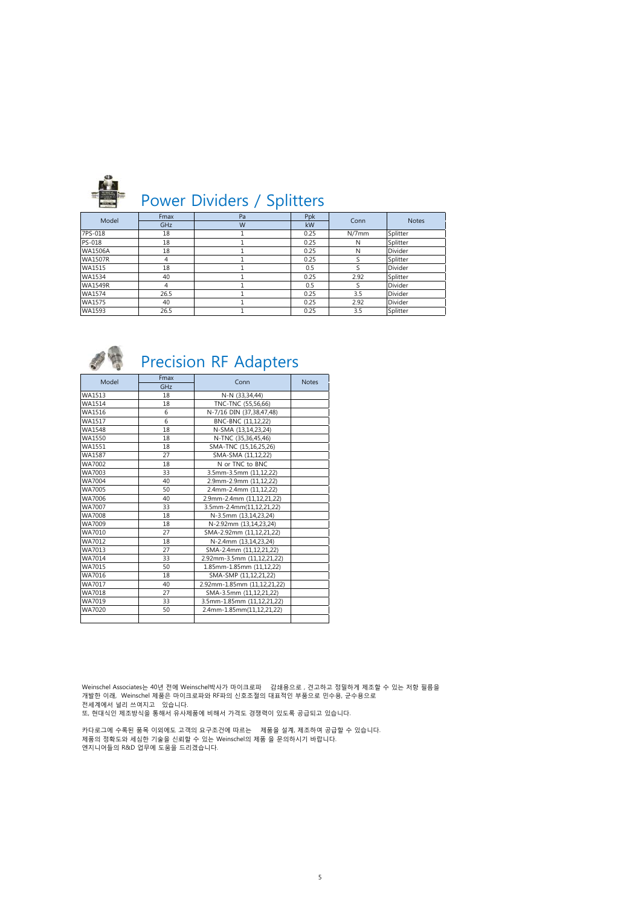# Power Dividers / Splitters

| Model | Fmax | Pa | Ppk | Conn | Notes |
|---|---|---|---|---|---|
| | GHz | W | kW | | |
| 7PS-018 | 18 | 1 | 0.25 | N/7mm | Splitter |
| PS-018 | 18 | 1 | 0.25 | N | Splitter |
| WA1506A | 18 | 1 | 0.25 | N | Divider |
| WA1507R | 4 | 1 | 0.25 | S | Splitter |
| WA1515 | 18 | 1 | 0.5 | S | Divider |
| WA1534 | 40 | 1 | 0.25 | 2.92 | Splitter |
| WA1549R | 4 | 1 | 0.5 | S | Divider |
| WA1574 | 26.5 | 1 | 0.25 | 3.5 | Divider |
| WA1575 | 40 | 1 | 0.25 | 2.92 | Divider |
| WA1593 | 26.5 | 1 | 0.25 | 3.5 | Splitter |

# Precision RF Adapters

| Model | Fmax | Conn | Notes |
|---|---|---|---|
| | GHz | | |
| WA1513 | 18 | N-N (33,34,44) | |
| WA1514 | 18 | TNC-TNC (55,56,66) | |
| WA1516 | 6 | N-7/16 DIN (37,38,47,48) | |
| WA1517 | 6 | BNC-BNC (11,12,22) | |
| WA1548 | 18 | N-SMA (13,14,23,24) | |
| WA1550 | 18 | N-TNC (35,36,45,46) | |
| WA1551 | 18 | SMA-TNC (15,16,25,26) | |
| WA1587 | 27 | SMA-SMA (11,12,22) | |
| WA7002 | 18 | N or TNC to BNC | |
| WA7003 | 33 | 3.5mm-3.5mm (11,12,22) | |
| WA7004 | 40 | 2.9mm-2.9mm (11,12,22) | |
| WA7005 | 50 | 2.4mm-2.4mm (11,12,22) | |
| WA7006 | 40 | 2.9mm-2.4mm (11,12,21,22) | |
| WA7007 | 33 | 3.5mm-2.4mm(11,12,21,22) | |
| WA7008 | 18 | N-3.5mm (13,14,23,24) | |
| WA7009 | 18 | N-2.92mm (13,14,23,24) | |
| WA7010 | 27 | SMA-2.92mm (11,12,21,22) | |
| WA7012 | 18 | N-2.4mm (13,14,23,24) | |
| WA7013 | 27 | SMA-2.4mm (11,12,21,22) | |
| WA7014 | 33 | 2.92mm-3.5mm (11,12,21,22) | |
| WA7015 | 50 | 1.85mm-1.85mm (11,12,22) | |
| WA7016 | 18 | SMA-SMP (11,12,21,22) | |
| WA7017 | 40 | 2.92mm-1.85mm (11,12,21,22) | |
| WA7018 | 27 | SMA-3.5mm (11,12,21,22) | |
| WA7019 | 33 | 3.5mm-1.85mm (11,12,21,22) | |
| WA7020 | 50 | 2.4mm-1.85mm(11,12,21,22) | |
| | | | |

Weinschel Associates는 40년 전에 Weinschel박사가 마이크로파 감쇄용으로 , 견고하고 정밀하게 제조할 수 있는 저항 필름을 개발한 이래, Weinschel 제품은 마이크로파와 RF파의 신호조절의 대표적인 부품으로 민수용, 군수용으로 전세계에서 널리 쓰여지고 있습니다.
또, 현대식인 제조방식을 통해서 유사제품에 비해서 가격도 경쟁력이 있도록 공급되고 있습니다.

카다로그에 수록된 품목 이외에도 고객의 요구조건에 따르는 제품을 설계, 제조하여 공급할 수 있습니다.
제품의 정확도와 세심한 기술을 신뢰할 수 있는 Weinschel의 제품 을 문의하시기 바랍니다.
엔지니어들의 R&D 업무에 도움을 드리겠습니다.